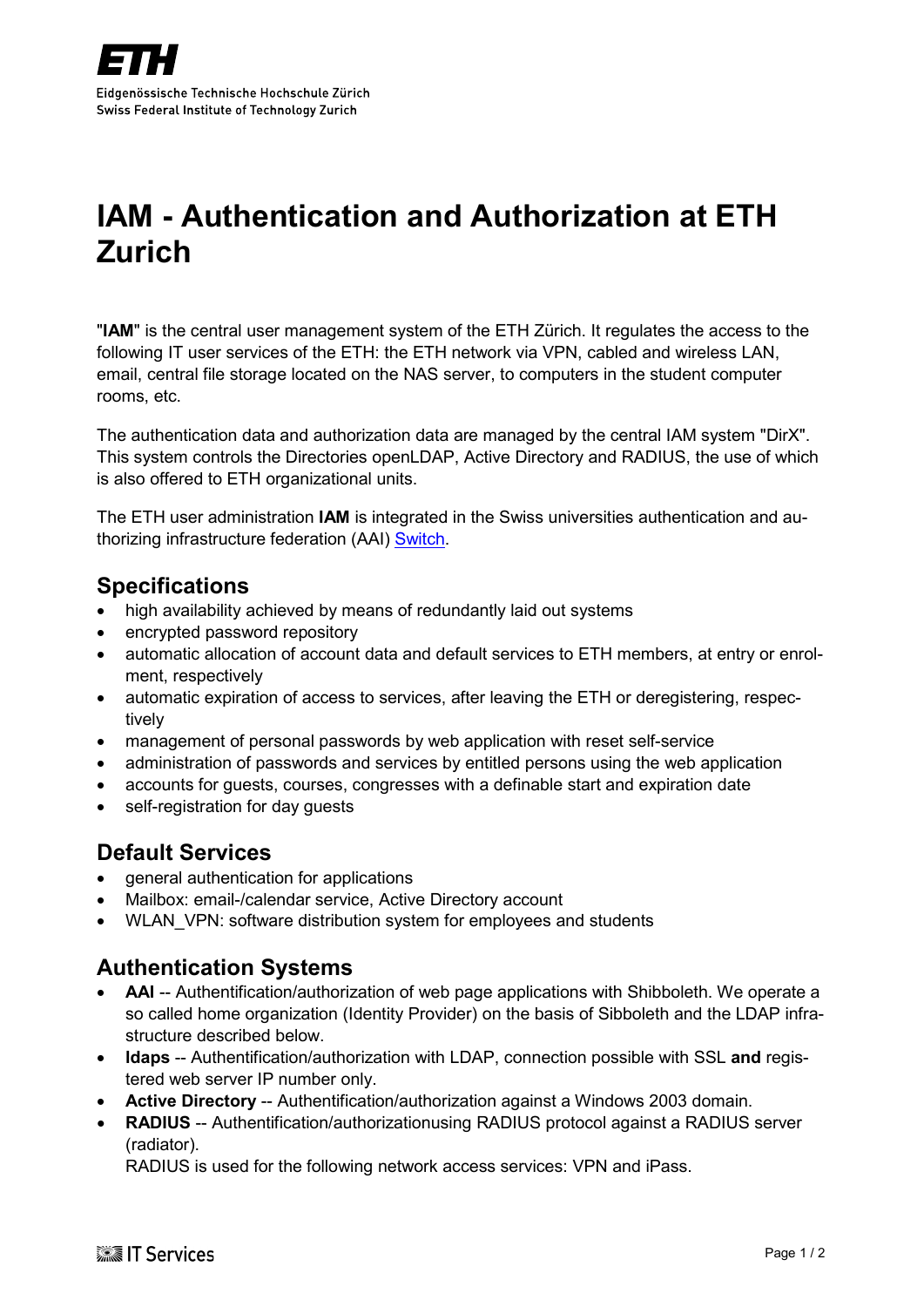# IAM - Authentication and Authorization at ETH Zurich

"**IAM**" is the central user management system of the ETH Zürich. It regulates the access to the following IT user services of the ETH: the ETH network via VPN, cabled and wireless LAN, email, central file storage located on the NAS server, to computers in the student computer rooms, etc.

The authentication data and authorization data are managed by the central IAM system "DirX". This system controls the Directories openLDAP, Active Directory and RADIUS, the use of which is also offered to ETH organizational units.

The ETH user administration **IAM** is integrated in the Swiss universities authentication and authorizing infrastructure federation (AAI) Switch.

## Specifications

- high availability achieved by means of redundantly laid out systems
- encrypted password repository
- automatic allocation of account data and default services to ETH members, at entry or enrolment, respectively
- automatic expiration of access to services, after leaving the ETH or deregistering, respectively
- management of personal passwords by web application with reset self-service
- administration of passwords and services by entitled persons using the web application
- accounts for guests, courses, congresses with a definable start and expiration date
- self-registration for day guests

## Default Services

- general authentication for applications
- Mailbox: email-/calendar service, Active Directory account
- WLAN_VPN: software distribution system for employees and students

## Authentication Systems

- **AAI** -- Authentification/authorization of web page applications with Shibboleth. We operate a so called home organization (Identity Provider) on the basis of Sibboleth and the LDAP infrastructure described below.
- **ldaps** -- Authentification/authorization with LDAP, connection possible with SSL **and** registered web server IP number only.
- **Active Directory** -- Authentification/authorization against a Windows 2003 domain.
- **RADIUS** -- Authentification/authorizationusing RADIUS protocol against a RADIUS server (radiator).
  RADIUS is used for the following network access services: VPN and iPass.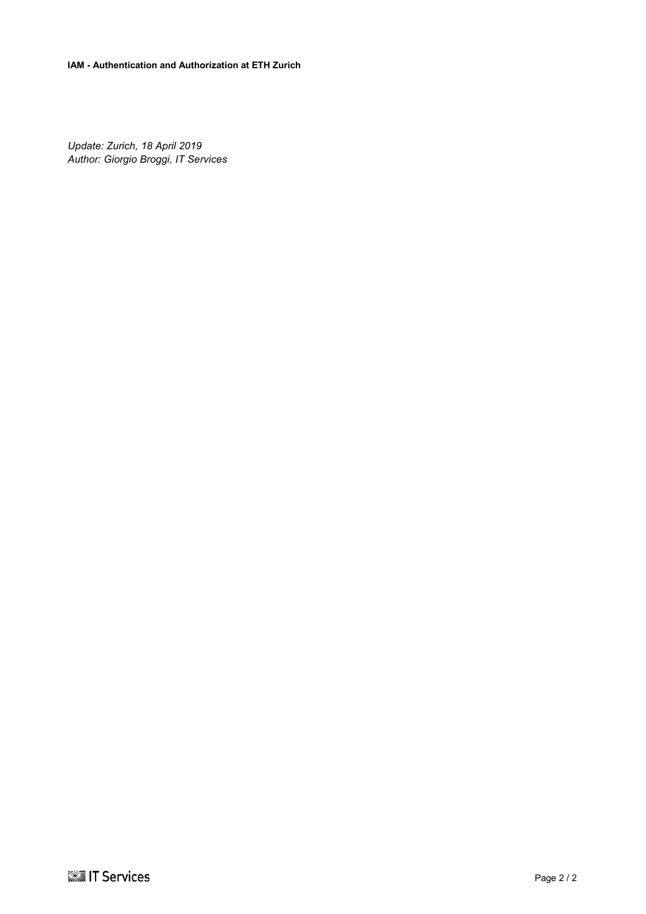*Update: Zurich, 18 April 2019*
*Author: Giorgio Broggi, IT Services*